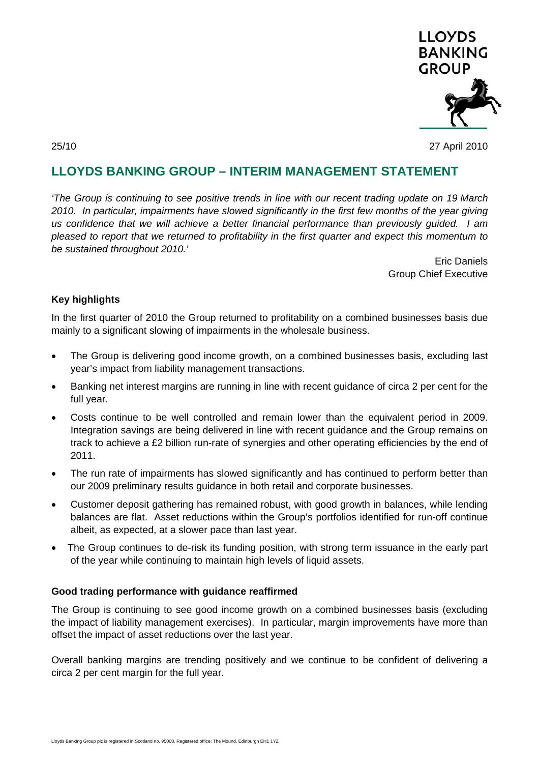25/10

27 April 2010

# LLOYDS BANKING GROUP – INTERIM MANAGEMENT STATEMENT

*'The Group is continuing to see positive trends in line with our recent trading update on 19 March 2010. In particular, impairments have slowed significantly in the first few months of the year giving us confidence that we will achieve a better financial performance than previously guided. I am pleased to report that we returned to profitability in the first quarter and expect this momentum to be sustained throughout 2010.'*

Eric Daniels
Group Chief Executive

### Key highlights

In the first quarter of 2010 the Group returned to profitability on a combined businesses basis due mainly to a significant slowing of impairments in the wholesale business.

- The Group is delivering good income growth, on a combined businesses basis, excluding last year's impact from liability management transactions.
- Banking net interest margins are running in line with recent guidance of circa 2 per cent for the full year.
- Costs continue to be well controlled and remain lower than the equivalent period in 2009. Integration savings are being delivered in line with recent guidance and the Group remains on track to achieve a £2 billion run-rate of synergies and other operating efficiencies by the end of 2011.
- The run rate of impairments has slowed significantly and has continued to perform better than our 2009 preliminary results guidance in both retail and corporate businesses.
- Customer deposit gathering has remained robust, with good growth in balances, while lending balances are flat. Asset reductions within the Group's portfolios identified for run-off continue albeit, as expected, at a slower pace than last year.
- The Group continues to de-risk its funding position, with strong term issuance in the early part of the year while continuing to maintain high levels of liquid assets.

### Good trading performance with guidance reaffirmed

The Group is continuing to see good income growth on a combined businesses basis (excluding the impact of liability management exercises). In particular, margin improvements have more than offset the impact of asset reductions over the last year.

Overall banking margins are trending positively and we continue to be confident of delivering a circa 2 per cent margin for the full year.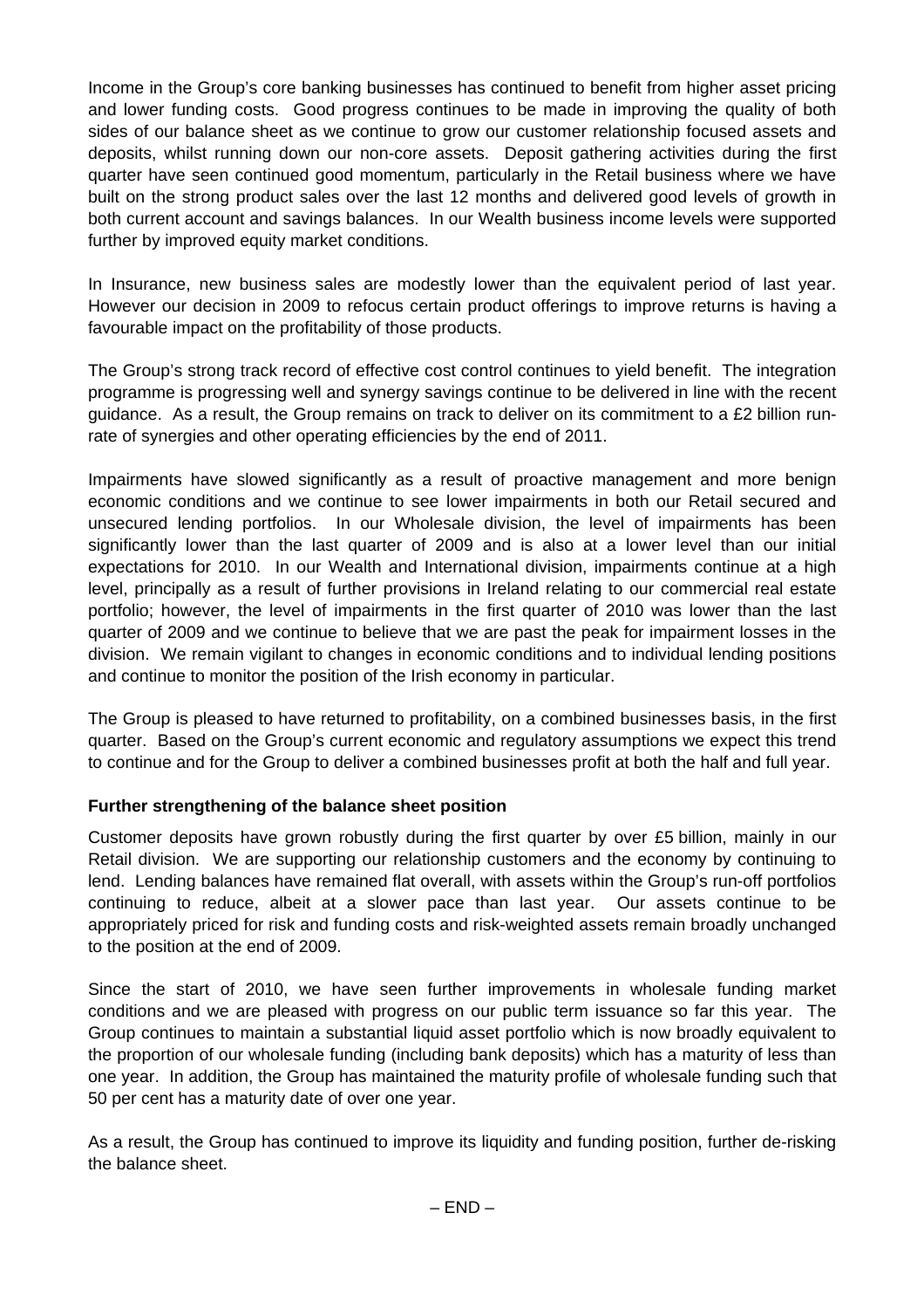Income in the Group's core banking businesses has continued to benefit from higher asset pricing and lower funding costs. Good progress continues to be made in improving the quality of both sides of our balance sheet as we continue to grow our customer relationship focused assets and deposits, whilst running down our non-core assets. Deposit gathering activities during the first quarter have seen continued good momentum, particularly in the Retail business where we have built on the strong product sales over the last 12 months and delivered good levels of growth in both current account and savings balances. In our Wealth business income levels were supported further by improved equity market conditions.

In Insurance, new business sales are modestly lower than the equivalent period of last year. However our decision in 2009 to refocus certain product offerings to improve returns is having a favourable impact on the profitability of those products.

The Group's strong track record of effective cost control continues to yield benefit. The integration programme is progressing well and synergy savings continue to be delivered in line with the recent guidance. As a result, the Group remains on track to deliver on its commitment to a £2 billion run-rate of synergies and other operating efficiencies by the end of 2011.

Impairments have slowed significantly as a result of proactive management and more benign economic conditions and we continue to see lower impairments in both our Retail secured and unsecured lending portfolios. In our Wholesale division, the level of impairments has been significantly lower than the last quarter of 2009 and is also at a lower level than our initial expectations for 2010. In our Wealth and International division, impairments continue at a high level, principally as a result of further provisions in Ireland relating to our commercial real estate portfolio; however, the level of impairments in the first quarter of 2010 was lower than the last quarter of 2009 and we continue to believe that we are past the peak for impairment losses in the division. We remain vigilant to changes in economic conditions and to individual lending positions and continue to monitor the position of the Irish economy in particular.

The Group is pleased to have returned to profitability, on a combined businesses basis, in the first quarter. Based on the Group's current economic and regulatory assumptions we expect this trend to continue and for the Group to deliver a combined businesses profit at both the half and full year.

**Further strengthening of the balance sheet position**

Customer deposits have grown robustly during the first quarter by over £5 billion, mainly in our Retail division. We are supporting our relationship customers and the economy by continuing to lend. Lending balances have remained flat overall, with assets within the Group's run-off portfolios continuing to reduce, albeit at a slower pace than last year. Our assets continue to be appropriately priced for risk and funding costs and risk-weighted assets remain broadly unchanged to the position at the end of 2009.

Since the start of 2010, we have seen further improvements in wholesale funding market conditions and we are pleased with progress on our public term issuance so far this year. The Group continues to maintain a substantial liquid asset portfolio which is now broadly equivalent to the proportion of our wholesale funding (including bank deposits) which has a maturity of less than one year. In addition, the Group has maintained the maturity profile of wholesale funding such that 50 per cent has a maturity date of over one year.

As a result, the Group has continued to improve its liquidity and funding position, further de-risking the balance sheet.

– END –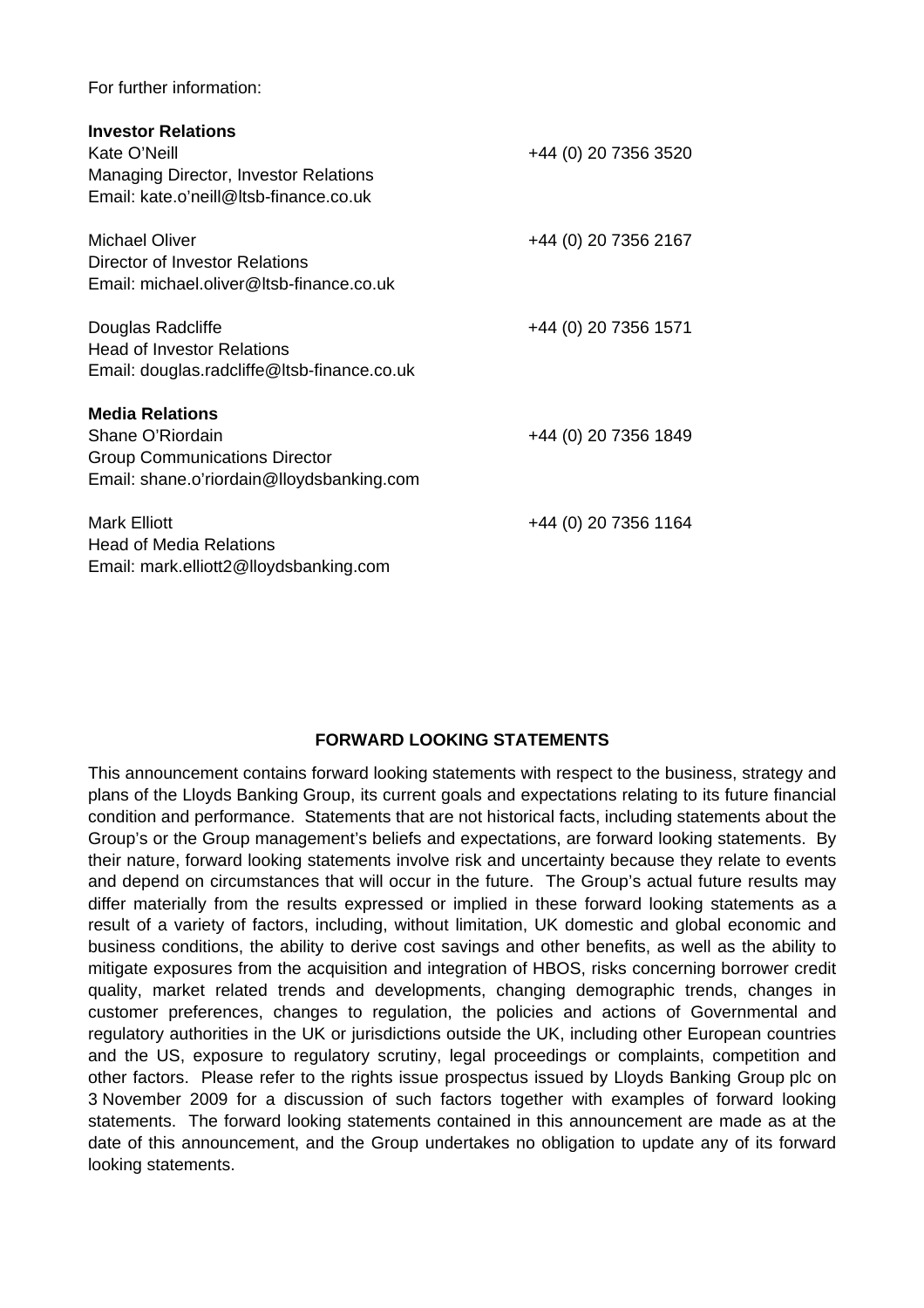For further information:

**Investor Relations**

Kate O'Neill +44 (0) 20 7356 3520
Managing Director, Investor Relations
Email: kate.o'neill@ltsb-finance.co.uk

Michael Oliver +44 (0) 20 7356 2167
Director of Investor Relations
Email: michael.oliver@ltsb-finance.co.uk

Douglas Radcliffe +44 (0) 20 7356 1571
Head of Investor Relations
Email: douglas.radcliffe@ltsb-finance.co.uk

**Media Relations**

Shane O'Riordain +44 (0) 20 7356 1849
Group Communications Director
Email: shane.o'riordain@lloydsbanking.com

Mark Elliott +44 (0) 20 7356 1164
Head of Media Relations
Email: mark.elliott2@lloydsbanking.com

**FORWARD LOOKING STATEMENTS**

This announcement contains forward looking statements with respect to the business, strategy and plans of the Lloyds Banking Group, its current goals and expectations relating to its future financial condition and performance. Statements that are not historical facts, including statements about the Group's or the Group management's beliefs and expectations, are forward looking statements. By their nature, forward looking statements involve risk and uncertainty because they relate to events and depend on circumstances that will occur in the future. The Group's actual future results may differ materially from the results expressed or implied in these forward looking statements as a result of a variety of factors, including, without limitation, UK domestic and global economic and business conditions, the ability to derive cost savings and other benefits, as well as the ability to mitigate exposures from the acquisition and integration of HBOS, risks concerning borrower credit quality, market related trends and developments, changing demographic trends, changes in customer preferences, changes to regulation, the policies and actions of Governmental and regulatory authorities in the UK or jurisdictions outside the UK, including other European countries and the US, exposure to regulatory scrutiny, legal proceedings or complaints, competition and other factors. Please refer to the rights issue prospectus issued by Lloyds Banking Group plc on 3 November 2009 for a discussion of such factors together with examples of forward looking statements. The forward looking statements contained in this announcement are made as at the date of this announcement, and the Group undertakes no obligation to update any of its forward looking statements.